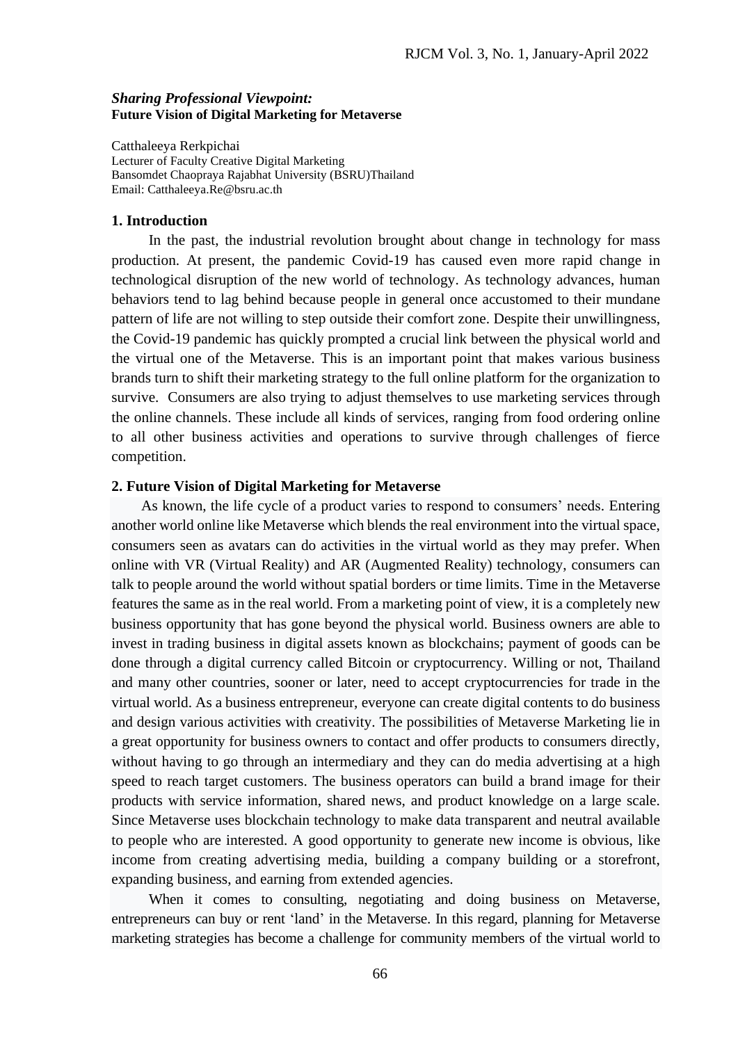***Sharing Professional Viewpoint:***
**Future Vision of Digital Marketing for Metaverse**

Catthaleeya Rerkpichai
Lecturer of Faculty Creative Digital Marketing
Bansomdet Chaopraya Rajabhat University (BSRU)Thailand
Email: Catthaleeya.Re@bsru.ac.th

## 1. Introduction

In the past, the industrial revolution brought about change in technology for mass production. At present, the pandemic Covid-19 has caused even more rapid change in technological disruption of the new world of technology. As technology advances, human behaviors tend to lag behind because people in general once accustomed to their mundane pattern of life are not willing to step outside their comfort zone. Despite their unwillingness, the Covid-19 pandemic has quickly prompted a crucial link between the physical world and the virtual one of the Metaverse. This is an important point that makes various business brands turn to shift their marketing strategy to the full online platform for the organization to survive. Consumers are also trying to adjust themselves to use marketing services through the online channels. These include all kinds of services, ranging from food ordering online to all other business activities and operations to survive through challenges of fierce competition.

## 2. Future Vision of Digital Marketing for Metaverse

As known, the life cycle of a product varies to respond to consumers' needs. Entering another world online like Metaverse which blends the real environment into the virtual space, consumers seen as avatars can do activities in the virtual world as they may prefer. When online with VR (Virtual Reality) and AR (Augmented Reality) technology, consumers can talk to people around the world without spatial borders or time limits. Time in the Metaverse features the same as in the real world. From a marketing point of view, it is a completely new business opportunity that has gone beyond the physical world. Business owners are able to invest in trading business in digital assets known as blockchains; payment of goods can be done through a digital currency called Bitcoin or cryptocurrency. Willing or not, Thailand and many other countries, sooner or later, need to accept cryptocurrencies for trade in the virtual world. As a business entrepreneur, everyone can create digital contents to do business and design various activities with creativity. The possibilities of Metaverse Marketing lie in a great opportunity for business owners to contact and offer products to consumers directly, without having to go through an intermediary and they can do media advertising at a high speed to reach target customers. The business operators can build a brand image for their products with service information, shared news, and product knowledge on a large scale. Since Metaverse uses blockchain technology to make data transparent and neutral available to people who are interested. A good opportunity to generate new income is obvious, like income from creating advertising media, building a company building or a storefront, expanding business, and earning from extended agencies.

When it comes to consulting, negotiating and doing business on Metaverse, entrepreneurs can buy or rent 'land' in the Metaverse. In this regard, planning for Metaverse marketing strategies has become a challenge for community members of the virtual world to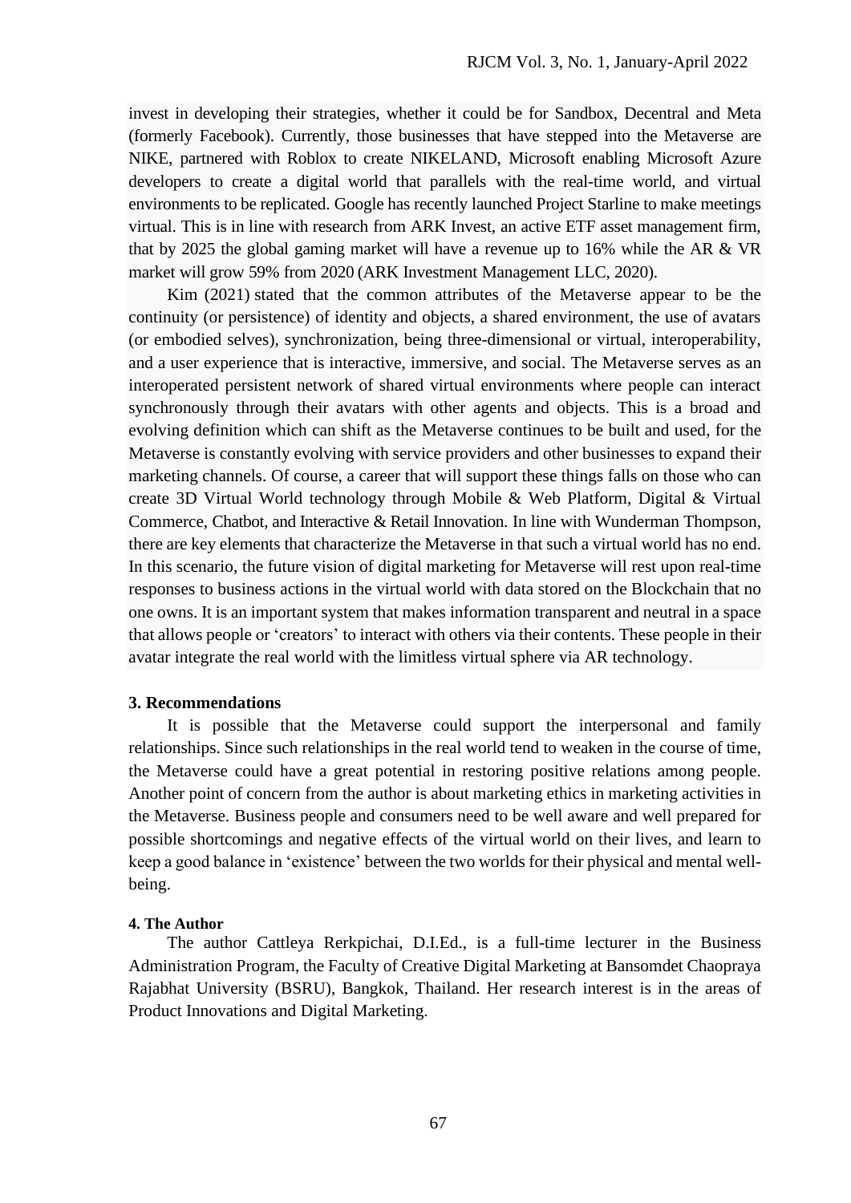invest in developing their strategies, whether it could be for Sandbox, Decentral and Meta (formerly Facebook). Currently, those businesses that have stepped into the Metaverse are NIKE, partnered with Roblox to create NIKELAND, Microsoft enabling Microsoft Azure developers to create a digital world that parallels with the real-time world, and virtual environments to be replicated. Google has recently launched Project Starline to make meetings virtual. This is in line with research from ARK Invest, an active ETF asset management firm, that by 2025 the global gaming market will have a revenue up to 16% while the AR & VR market will grow 59% from 2020 (ARK Investment Management LLC, 2020).

Kim (2021) stated that the common attributes of the Metaverse appear to be the continuity (or persistence) of identity and objects, a shared environment, the use of avatars (or embodied selves), synchronization, being three-dimensional or virtual, interoperability, and a user experience that is interactive, immersive, and social. The Metaverse serves as an interoperated persistent network of shared virtual environments where people can interact synchronously through their avatars with other agents and objects. This is a broad and evolving definition which can shift as the Metaverse continues to be built and used, for the Metaverse is constantly evolving with service providers and other businesses to expand their marketing channels. Of course, a career that will support these things falls on those who can create 3D Virtual World technology through Mobile & Web Platform, Digital & Virtual Commerce, Chatbot, and Interactive & Retail Innovation. In line with Wunderman Thompson, there are key elements that characterize the Metaverse in that such a virtual world has no end. In this scenario, the future vision of digital marketing for Metaverse will rest upon real-time responses to business actions in the virtual world with data stored on the Blockchain that no one owns. It is an important system that makes information transparent and neutral in a space that allows people or 'creators' to interact with others via their contents. These people in their avatar integrate the real world with the limitless virtual sphere via AR technology.

## 3. Recommendations

It is possible that the Metaverse could support the interpersonal and family relationships. Since such relationships in the real world tend to weaken in the course of time, the Metaverse could have a great potential in restoring positive relations among people. Another point of concern from the author is about marketing ethics in marketing activities in the Metaverse. Business people and consumers need to be well aware and well prepared for possible shortcomings and negative effects of the virtual world on their lives, and learn to keep a good balance in 'existence' between the two worlds for their physical and mental well-being.

## 4. The Author

The author Cattleya Rerkpichai, D.I.Ed., is a full-time lecturer in the Business Administration Program, the Faculty of Creative Digital Marketing at Bansomdet Chaopraya Rajabhat University (BSRU), Bangkok, Thailand. Her research interest is in the areas of Product Innovations and Digital Marketing.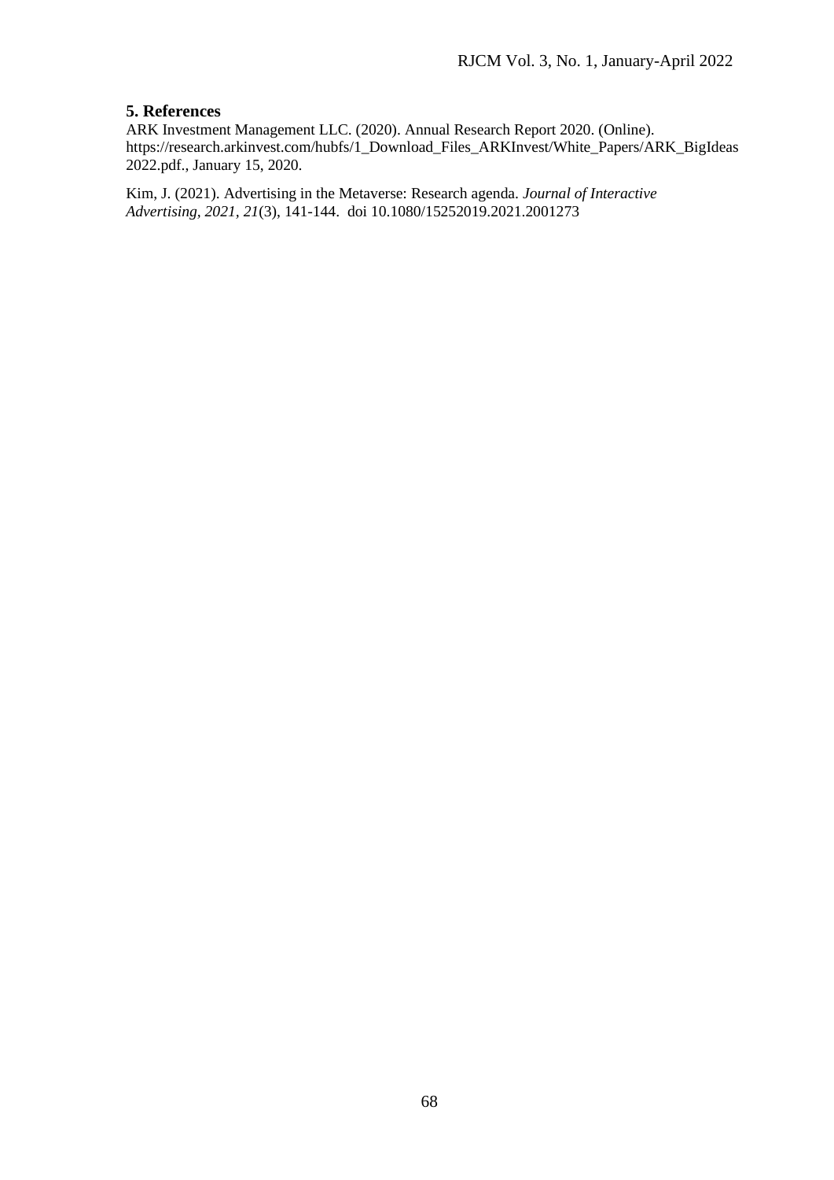## 5. References

ARK Investment Management LLC. (2020). Annual Research Report 2020. (Online). https://research.arkinvest.com/hubfs/1_Download_Files_ARKInvest/White_Papers/ARK_BigIdeas 2022.pdf., January 15, 2020.

Kim, J. (2021). Advertising in the Metaverse: Research agenda. *Journal of Interactive Advertising, 2021, 21*(3), 141-144. doi 10.1080/15252019.2021.2001273